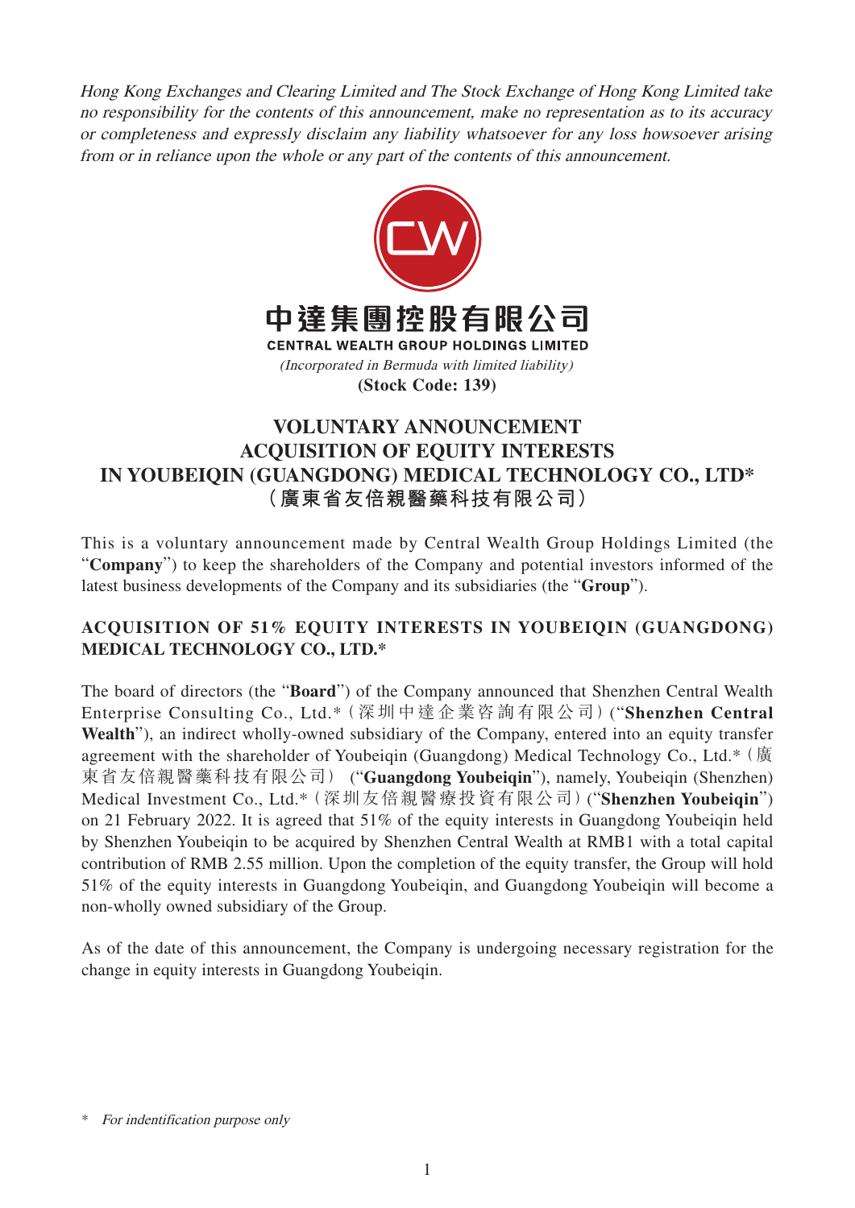*Hong Kong Exchanges and Clearing Limited and The Stock Exchange of Hong Kong Limited take no responsibility for the contents of this announcement, make no representation as to its accuracy or completeness and expressly disclaim any liability whatsoever for any loss howsoever arising from or in reliance upon the whole or any part of the contents of this announcement.*

**中達集團控股有限公司**

**CENTRAL WEALTH GROUP HOLDINGS LIMITED**

*(Incorporated in Bermuda with limited liability)*

**(Stock Code: 139)**

# VOLUNTARY ANNOUNCEMENT ACQUISITION OF EQUITY INTERESTS IN YOUBEIQIN (GUANGDONG) MEDICAL TECHNOLOGY CO., LTD* （廣東省友倍親醫藥科技有限公司）

This is a voluntary announcement made by Central Wealth Group Holdings Limited (the "**Company**") to keep the shareholders of the Company and potential investors informed of the latest business developments of the Company and its subsidiaries (the "**Group**").

## ACQUISITION OF 51% EQUITY INTERESTS IN YOUBEIQIN (GUANGDONG) MEDICAL TECHNOLOGY CO., LTD.*

The board of directors (the "**Board**") of the Company announced that Shenzhen Central Wealth Enterprise Consulting Co., Ltd.*（深圳中達企業咨詢有限公司）("**Shenzhen Central Wealth**"), an indirect wholly-owned subsidiary of the Company, entered into an equity transfer agreement with the shareholder of Youbeiqin (Guangdong) Medical Technology Co., Ltd.*（廣東省友倍親醫藥科技有限公司） ("**Guangdong Youbeiqin**"), namely, Youbeiqin (Shenzhen) Medical Investment Co., Ltd.*（深圳友倍親醫療投資有限公司）("**Shenzhen Youbeiqin**") on 21 February 2022. It is agreed that 51% of the equity interests in Guangdong Youbeiqin held by Shenzhen Youbeiqin to be acquired by Shenzhen Central Wealth at RMB1 with a total capital contribution of RMB 2.55 million. Upon the completion of the equity transfer, the Group will hold 51% of the equity interests in Guangdong Youbeiqin, and Guangdong Youbeiqin will become a non-wholly owned subsidiary of the Group.

As of the date of this announcement, the Company is undergoing necessary registration for the change in equity interests in Guangdong Youbeiqin.

\* *For indentification purpose only*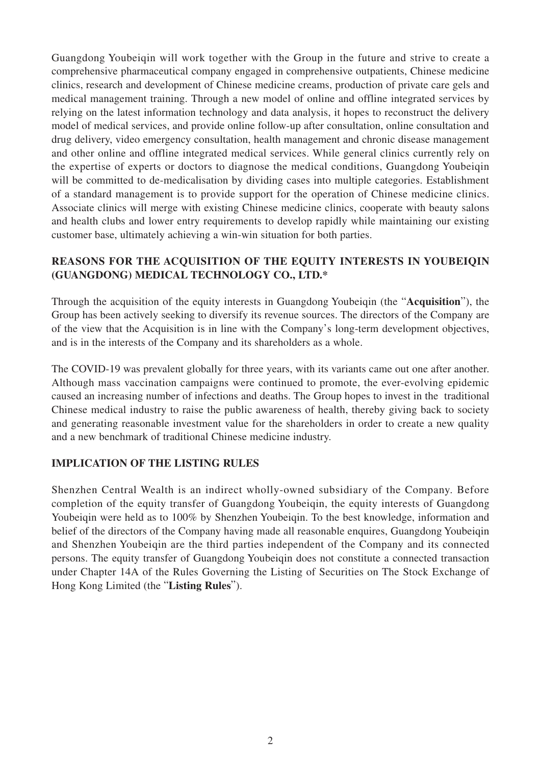Guangdong Youbeiqin will work together with the Group in the future and strive to create a comprehensive pharmaceutical company engaged in comprehensive outpatients, Chinese medicine clinics, research and development of Chinese medicine creams, production of private care gels and medical management training. Through a new model of online and offline integrated services by relying on the latest information technology and data analysis, it hopes to reconstruct the delivery model of medical services, and provide online follow-up after consultation, online consultation and drug delivery, video emergency consultation, health management and chronic disease management and other online and offline integrated medical services. While general clinics currently rely on the expertise of experts or doctors to diagnose the medical conditions, Guangdong Youbeiqin will be committed to de-medicalisation by dividing cases into multiple categories. Establishment of a standard management is to provide support for the operation of Chinese medicine clinics. Associate clinics will merge with existing Chinese medicine clinics, cooperate with beauty salons and health clubs and lower entry requirements to develop rapidly while maintaining our existing customer base, ultimately achieving a win-win situation for both parties.

## REASONS FOR THE ACQUISITION OF THE EQUITY INTERESTS IN YOUBEIQIN (GUANGDONG) MEDICAL TECHNOLOGY CO., LTD.*

Through the acquisition of the equity interests in Guangdong Youbeiqin (the "**Acquisition**"), the Group has been actively seeking to diversify its revenue sources. The directors of the Company are of the view that the Acquisition is in line with the Company's long-term development objectives, and is in the interests of the Company and its shareholders as a whole.

The COVID-19 was prevalent globally for three years, with its variants came out one after another. Although mass vaccination campaigns were continued to promote, the ever-evolving epidemic caused an increasing number of infections and deaths. The Group hopes to invest in the traditional Chinese medical industry to raise the public awareness of health, thereby giving back to society and generating reasonable investment value for the shareholders in order to create a new quality and a new benchmark of traditional Chinese medicine industry.

## IMPLICATION OF THE LISTING RULES

Shenzhen Central Wealth is an indirect wholly-owned subsidiary of the Company. Before completion of the equity transfer of Guangdong Youbeiqin, the equity interests of Guangdong Youbeiqin were held as to 100% by Shenzhen Youbeiqin. To the best knowledge, information and belief of the directors of the Company having made all reasonable enquires, Guangdong Youbeiqin and Shenzhen Youbeiqin are the third parties independent of the Company and its connected persons. The equity transfer of Guangdong Youbeiqin does not constitute a connected transaction under Chapter 14A of the Rules Governing the Listing of Securities on The Stock Exchange of Hong Kong Limited (the "**Listing Rules**").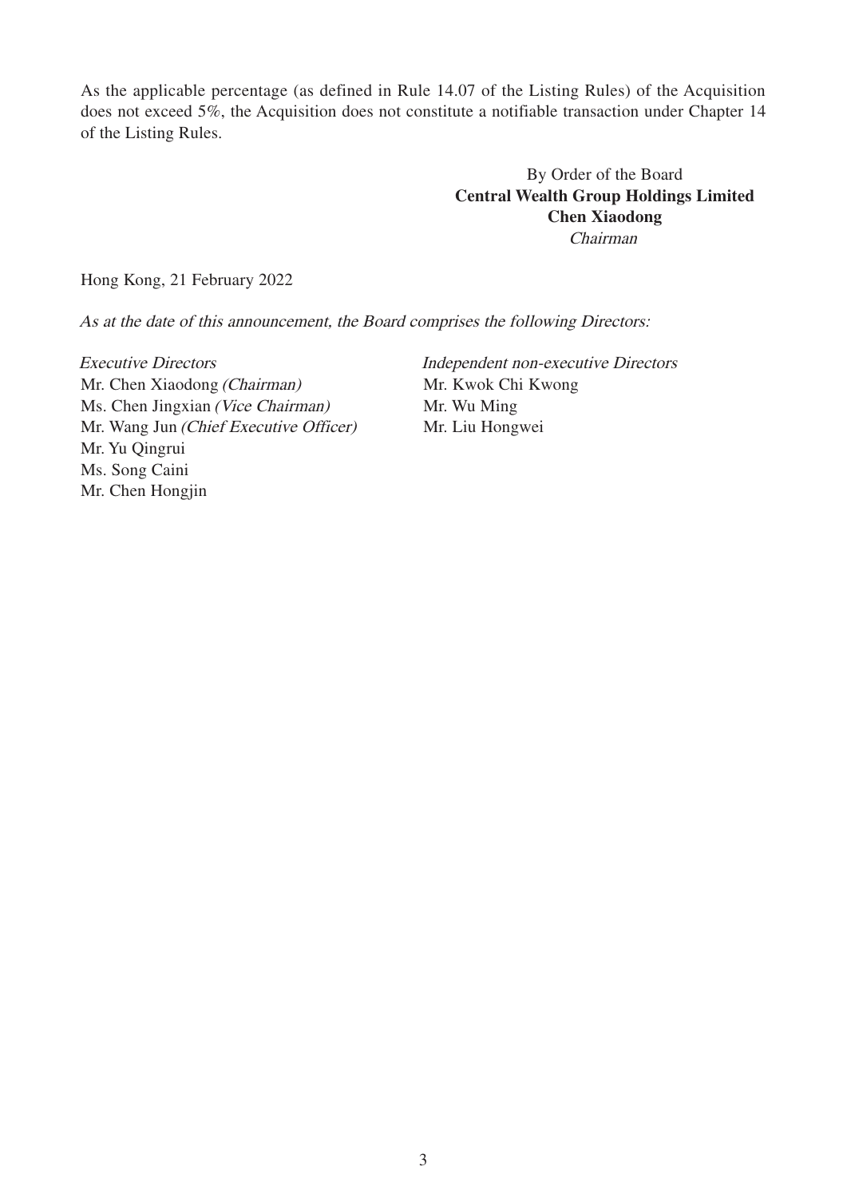As the applicable percentage (as defined in Rule 14.07 of the Listing Rules) of the Acquisition does not exceed 5%, the Acquisition does not constitute a notifiable transaction under Chapter 14 of the Listing Rules.

By Order of the Board
**Central Wealth Group Holdings Limited**
**Chen Xiaodong**
*Chairman*

Hong Kong, 21 February 2022

*As at the date of this announcement, the Board comprises the following Directors:*

*Executive Directors*
Mr. Chen Xiaodong *(Chairman)*
Ms. Chen Jingxian *(Vice Chairman)*
Mr. Wang Jun *(Chief Executive Officer)*
Mr. Yu Qingrui
Ms. Song Caini
Mr. Chen Hongjin

*Independent non-executive Directors*
Mr. Kwok Chi Kwong
Mr. Wu Ming
Mr. Liu Hongwei